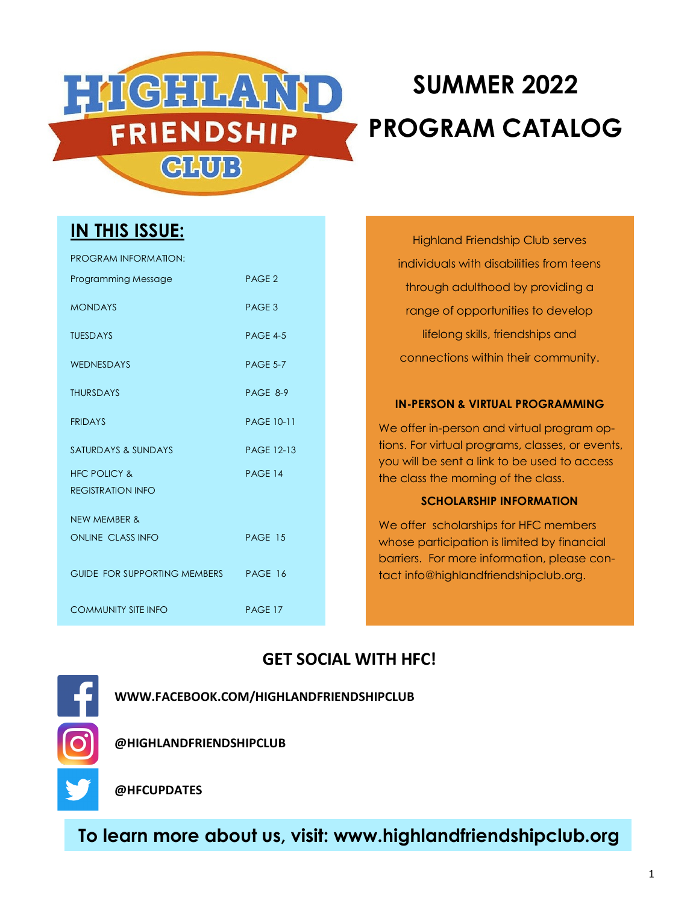HIGHLAND FRIENDSHIP CLUB

# SUMMER 2022 PROGRAM CATALOG

## IN THIS ISSUE:

| PROGRAM INFORMATION: | |
| --- | --- |
| Programming Message | PAGE 2 |
| MONDAYS | PAGE 3 |
| TUESDAYS | PAGE 4-5 |
| WEDNESDAYS | PAGE 5-7 |
| THURSDAYS | PAGE 8-9 |
| FRIDAYS | PAGE 10-11 |
| SATURDAYS & SUNDAYS | PAGE 12-13 |
| HFC POLICY & REGISTRATION INFO | PAGE 14 |
| NEW MEMBER & ONLINE CLASS INFO | PAGE 15 |
| GUIDE FOR SUPPORTING MEMBERS | PAGE 16 |
| COMMUNITY SITE INFO | PAGE 17 |

Highland Friendship Club serves individuals with disabilities from teens through adulthood by providing a range of opportunities to develop lifelong skills, friendships and connections within their community.

**IN-PERSON & VIRTUAL PROGRAMMING**

We offer in-person and virtual program options. For virtual programs, classes, or events, you will be sent a link to be used to access the class the morning of the class.

**SCHOLARSHIP INFORMATION**

We offer scholarships for HFC members whose participation is limited by financial barriers. For more information, please contact info@highlandfriendshipclub.org.

## GET SOCIAL WITH HFC!

**WWW.FACEBOOK.COM/HIGHLANDFRIENDSHIPCLUB**

**@HIGHLANDFRIENDSHIPCLUB**

**@HFCUPDATES**

**To learn more about us, visit: www.highlandfriendshipclub.org**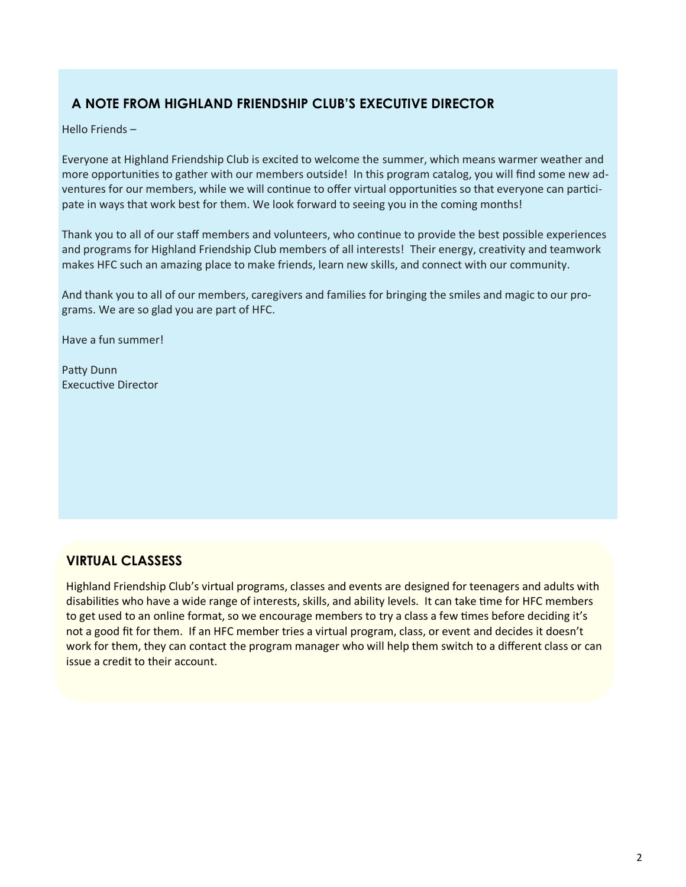## A NOTE FROM HIGHLAND FRIENDSHIP CLUB'S EXECUTIVE DIRECTOR

Hello Friends –

Everyone at Highland Friendship Club is excited to welcome the summer, which means warmer weather and more opportunities to gather with our members outside! In this program catalog, you will find some new adventures for our members, while we will continue to offer virtual opportunities so that everyone can participate in ways that work best for them. We look forward to seeing you in the coming months!

Thank you to all of our staff members and volunteers, who continue to provide the best possible experiences and programs for Highland Friendship Club members of all interests! Their energy, creativity and teamwork makes HFC such an amazing place to make friends, learn new skills, and connect with our community.

And thank you to all of our members, caregivers and families for bringing the smiles and magic to our programs. We are so glad you are part of HFC.

Have a fun summer!

Patty Dunn
Execuctive Director

## VIRTUAL CLASSESS

Highland Friendship Club's virtual programs, classes and events are designed for teenagers and adults with disabilities who have a wide range of interests, skills, and ability levels. It can take time for HFC members to get used to an online format, so we encourage members to try a class a few times before deciding it's not a good fit for them. If an HFC member tries a virtual program, class, or event and decides it doesn't work for them, they can contact the program manager who will help them switch to a different class or can issue a credit to their account.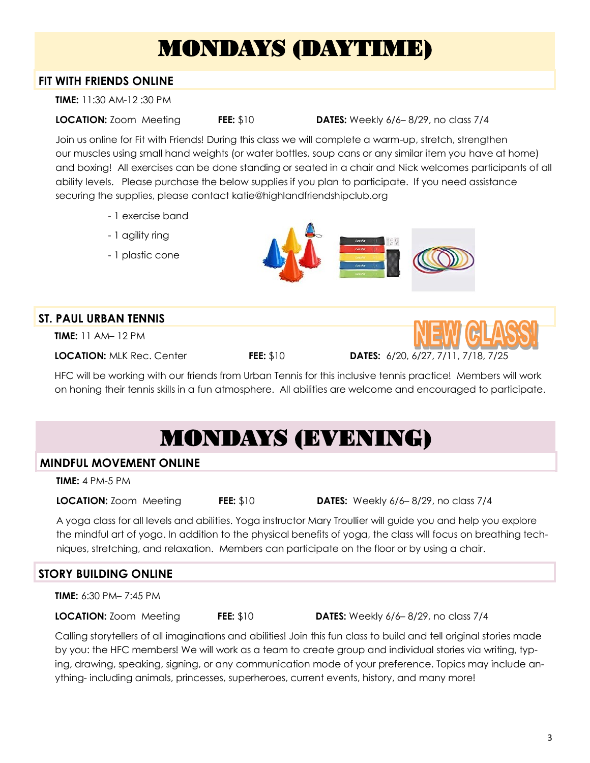# MONDAYS (DAYTIME)

## FIT WITH FRIENDS ONLINE

**TIME:** 11:30 AM-12 :30 PM

**LOCATION:** Zoom Meeting **FEE:** $10 **DATES:** Weekly 6/6– 8/29, no class 7/4

Join us online for Fit with Friends! During this class we will complete a warm-up, stretch, strengthen our muscles using small hand weights (or water bottles, soup cans or any similar item you have at home) and boxing! All exercises can be done standing or seated in a chair and Nick welcomes participants of all ability levels. Please purchase the below supplies if you plan to participate. If you need assistance securing the supplies, please contact katie@highlandfriendshipclub.org

- 1 exercise band
- 1 agility ring
- 1 plastic cone

## ST. PAUL URBAN TENNIS

NEW CLASS!

**TIME:** 11 AM– 12 PM

**LOCATION:** MLK Rec. Center **FEE:** $10 **DATES:** 6/20, 6/27, 7/11, 7/18, 7/25

HFC will be working with our friends from Urban Tennis for this inclusive tennis practice! Members will work on honing their tennis skills in a fun atmosphere. All abilities are welcome and encouraged to participate.

# MONDAYS (EVENING)

## MINDFUL MOVEMENT ONLINE

**TIME:** 4 PM-5 PM

**LOCATION:** Zoom Meeting **FEE:** $10 **DATES:** Weekly 6/6– 8/29, no class 7/4

A yoga class for all levels and abilities. Yoga instructor Mary Troullier will guide you and help you explore the mindful art of yoga. In addition to the physical benefits of yoga, the class will focus on breathing techniques, stretching, and relaxation. Members can participate on the floor or by using a chair.

## STORY BUILDING ONLINE

**TIME:** 6:30 PM– 7:45 PM

**LOCATION:** Zoom Meeting **FEE:** $10 **DATES:** Weekly 6/6– 8/29, no class 7/4

Calling storytellers of all imaginations and abilities! Join this fun class to build and tell original stories made by you: the HFC members! We will work as a team to create group and individual stories via writing, typing, drawing, speaking, signing, or any communication mode of your preference. Topics may include anything- including animals, princesses, superheroes, current events, history, and many more!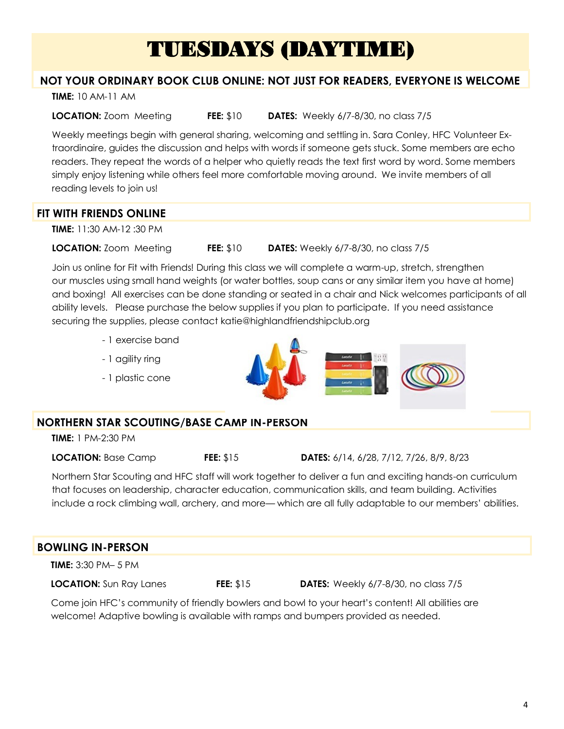# TUESDAYS (DAYTIME)

## NOT YOUR ORDINARY BOOK CLUB ONLINE: NOT JUST FOR READERS, EVERYONE IS WELCOME

**TIME:** 10 AM-11 AM

**LOCATION:** Zoom Meeting **FEE:** $10 **DATES:** Weekly 6/7-8/30, no class 7/5

Weekly meetings begin with general sharing, welcoming and settling in. Sara Conley, HFC Volunteer Extraordinaire, guides the discussion and helps with words if someone gets stuck. Some members are echo readers. They repeat the words of a helper who quietly reads the text first word by word. Some members simply enjoy listening while others feel more comfortable moving around. We invite members of all reading levels to join us!

## FIT WITH FRIENDS ONLINE

**TIME:** 11:30 AM-12 :30 PM

**LOCATION:** Zoom Meeting **FEE:** $10 **DATES:** Weekly 6/7-8/30, no class 7/5

Join us online for Fit with Friends! During this class we will complete a warm-up, stretch, strengthen our muscles using small hand weights (or water bottles, soup cans or any similar item you have at home) and boxing! All exercises can be done standing or seated in a chair and Nick welcomes participants of all ability levels. Please purchase the below supplies if you plan to participate. If you need assistance securing the supplies, please contact katie@highlandfriendshipclub.org

- 1 exercise band
- 1 agility ring
- 1 plastic cone

## NORTHERN STAR SCOUTING/BASE CAMP IN-PERSON

**TIME:** 1 PM-2:30 PM

**LOCATION:** Base Camp **FEE:** $15 **DATES:** 6/14, 6/28, 7/12, 7/26, 8/9, 8/23

Northern Star Scouting and HFC staff will work together to deliver a fun and exciting hands-on curriculum that focuses on leadership, character education, communication skills, and team building. Activities include a rock climbing wall, archery, and more— which are all fully adaptable to our members' abilities.

## BOWLING IN-PERSON

**TIME:** 3:30 PM– 5 PM

**LOCATION:** Sun Ray Lanes **FEE:** $15 **DATES:** Weekly 6/7-8/30, no class 7/5

Come join HFC's community of friendly bowlers and bowl to your heart's content! All abilities are welcome! Adaptive bowling is available with ramps and bumpers provided as needed.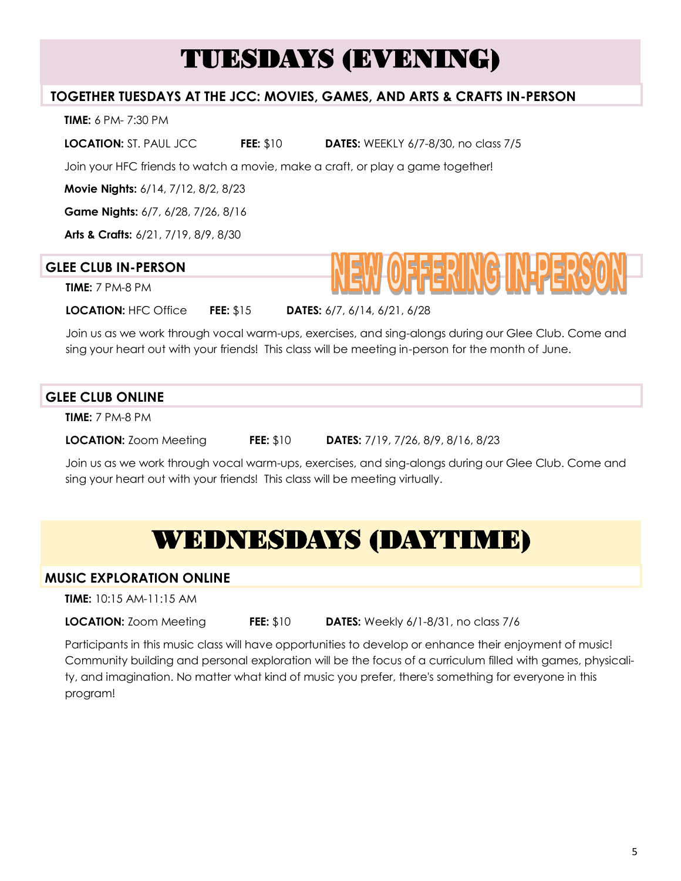# TUESDAYS (EVENING)

## TOGETHER TUESDAYS AT THE JCC: MOVIES, GAMES, AND ARTS & CRAFTS IN-PERSON

**TIME:** 6 PM- 7:30 PM

**LOCATION:** ST. PAUL JCC **FEE:** $10 **DATES:** WEEKLY 6/7-8/30, no class 7/5

Join your HFC friends to watch a movie, make a craft, or play a game together!

**Movie Nights:** 6/14, 7/12, 8/2, 8/23

**Game Nights:** 6/7, 6/28, 7/26, 8/16

**Arts & Crafts:** 6/21, 7/19, 8/9, 8/30

## GLEE CLUB IN-PERSON

NEW OFFERING IN-PERSON

**TIME:** 7 PM-8 PM

**LOCATION:** HFC Office **FEE:** $15 **DATES:** 6/7, 6/14, 6/21, 6/28

Join us as we work through vocal warm-ups, exercises, and sing-alongs during our Glee Club. Come and sing your heart out with your friends! This class will be meeting in-person for the month of June.

## GLEE CLUB ONLINE

**TIME:** 7 PM-8 PM

**LOCATION:** Zoom Meeting **FEE:** $10 **DATES:** 7/19, 7/26, 8/9, 8/16, 8/23

Join us as we work through vocal warm-ups, exercises, and sing-alongs during our Glee Club. Come and sing your heart out with your friends! This class will be meeting virtually.

# WEDNESDAYS (DAYTIME)

## MUSIC EXPLORATION ONLINE

**TIME:** 10:15 AM-11:15 AM

**LOCATION:** Zoom Meeting **FEE:** $10 **DATES:** Weekly 6/1-8/31, no class 7/6

Participants in this music class will have opportunities to develop or enhance their enjoyment of music! Community building and personal exploration will be the focus of a curriculum filled with games, physicality, and imagination. No matter what kind of music you prefer, there's something for everyone in this program!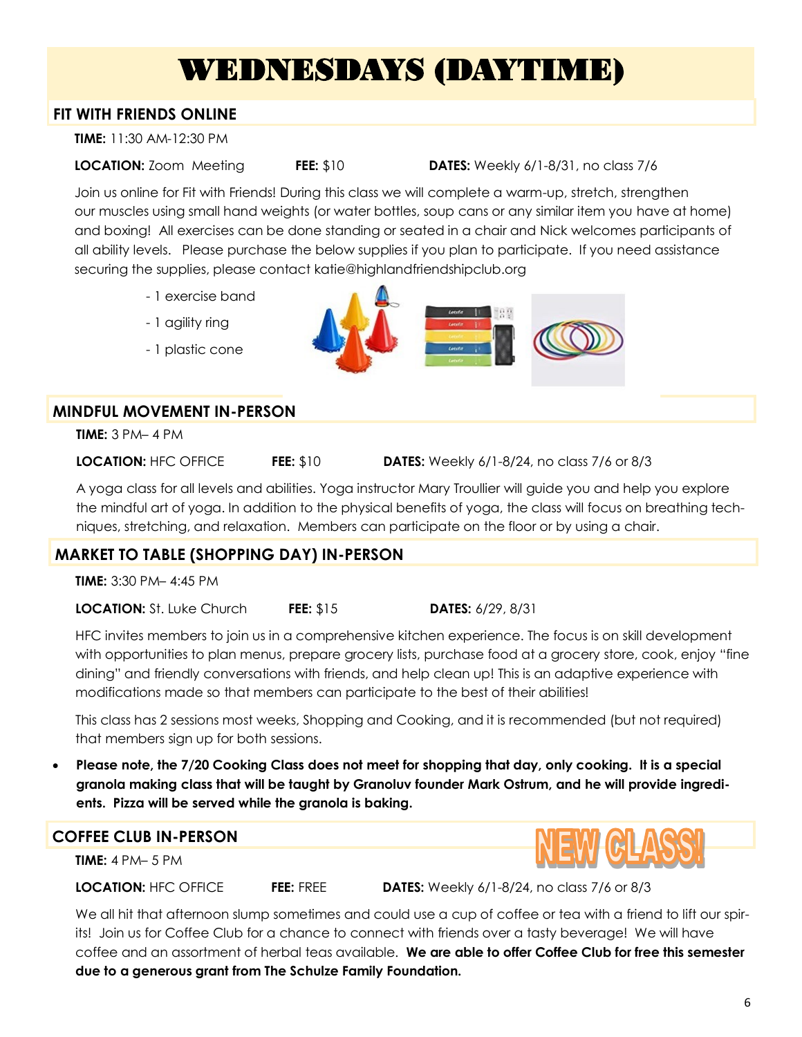# WEDNESDAYS (DAYTIME)

## FIT WITH FRIENDS ONLINE

**TIME:** 11:30 AM-12:30 PM

**LOCATION:** Zoom Meeting **FEE:** $10 **DATES:** Weekly 6/1-8/31, no class 7/6

Join us online for Fit with Friends! During this class we will complete a warm-up, stretch, strengthen our muscles using small hand weights (or water bottles, soup cans or any similar item you have at home) and boxing! All exercises can be done standing or seated in a chair and Nick welcomes participants of all ability levels. Please purchase the below supplies if you plan to participate. If you need assistance securing the supplies, please contact katie@highlandfriendshipclub.org

- 1 exercise band
- 1 agility ring
- 1 plastic cone

## MINDFUL MOVEMENT IN-PERSON

**TIME:** 3 PM– 4 PM

**LOCATION:** HFC OFFICE **FEE:** $10 **DATES:** Weekly 6/1-8/24, no class 7/6 or 8/3

A yoga class for all levels and abilities. Yoga instructor Mary Troullier will guide you and help you explore the mindful art of yoga. In addition to the physical benefits of yoga, the class will focus on breathing techniques, stretching, and relaxation. Members can participate on the floor or by using a chair.

## MARKET TO TABLE (SHOPPING DAY) IN-PERSON

**TIME:** 3:30 PM– 4:45 PM

**LOCATION:** St. Luke Church **FEE:** $15 **DATES:** 6/29, 8/31

HFC invites members to join us in a comprehensive kitchen experience. The focus is on skill development with opportunities to plan menus, prepare grocery lists, purchase food at a grocery store, cook, enjoy "fine dining" and friendly conversations with friends, and help clean up! This is an adaptive experience with modifications made so that members can participate to the best of their abilities!

This class has 2 sessions most weeks, Shopping and Cooking, and it is recommended (but not required) that members sign up for both sessions.

- **Please note, the 7/20 Cooking Class does not meet for shopping that day, only cooking. It is a special granola making class that will be taught by Granoluv founder Mark Ostrum, and he will provide ingredients. Pizza will be served while the granola is baking.**

## COFFEE CLUB IN-PERSON

NEW CLASS!

**TIME:** 4 PM– 5 PM

**LOCATION:** HFC OFFICE **FEE:** FREE **DATES:** Weekly 6/1-8/24, no class 7/6 or 8/3

We all hit that afternoon slump sometimes and could use a cup of coffee or tea with a friend to lift our spirits! Join us for Coffee Club for a chance to connect with friends over a tasty beverage! We will have coffee and an assortment of herbal teas available. **We are able to offer Coffee Club for free this semester due to a generous grant from The Schulze Family Foundation.**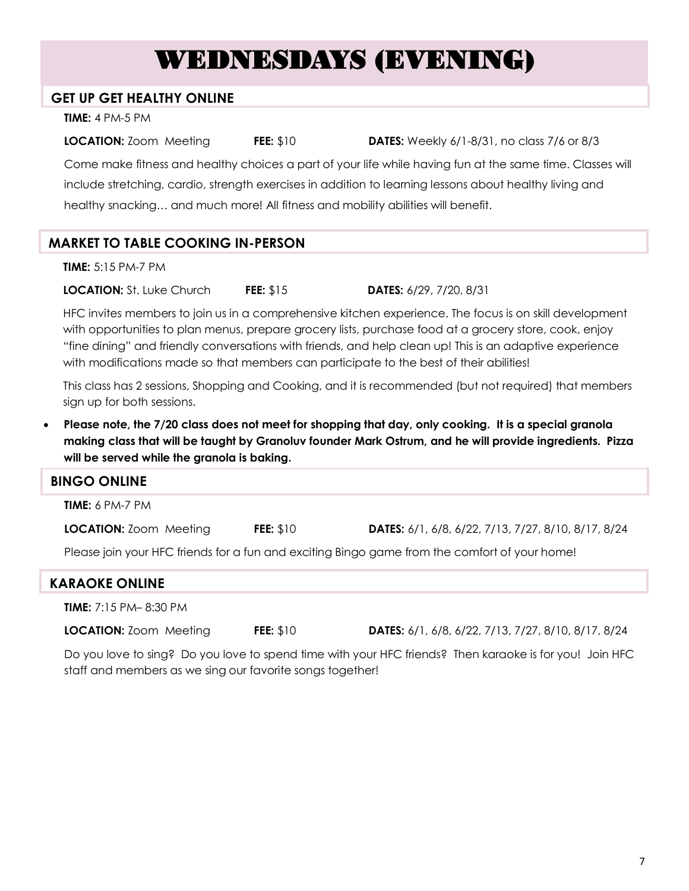# WEDNESDAYS (EVENING)

## GET UP GET HEALTHY ONLINE

**TIME:** 4 PM-5 PM

**LOCATION:** Zoom Meeting **FEE:** $10 **DATES:** Weekly 6/1-8/31, no class 7/6 or 8/3

Come make fitness and healthy choices a part of your life while having fun at the same time. Classes will include stretching, cardio, strength exercises in addition to learning lessons about healthy living and healthy snacking… and much more! All fitness and mobility abilities will benefit.

## MARKET TO TABLE COOKING IN-PERSON

**TIME:** 5:15 PM-7 PM

**LOCATION:** St. Luke Church **FEE:** $15 **DATES:** 6/29, 7/20, 8/31

HFC invites members to join us in a comprehensive kitchen experience. The focus is on skill development with opportunities to plan menus, prepare grocery lists, purchase food at a grocery store, cook, enjoy "fine dining" and friendly conversations with friends, and help clean up! This is an adaptive experience with modifications made so that members can participate to the best of their abilities!

This class has 2 sessions, Shopping and Cooking, and it is recommended (but not required) that members sign up for both sessions.

- **Please note, the 7/20 class does not meet for shopping that day, only cooking. It is a special granola making class that will be taught by Granoluv founder Mark Ostrum, and he will provide ingredients. Pizza will be served while the granola is baking.**

## BINGO ONLINE

**TIME:** 6 PM-7 PM

**LOCATION:** Zoom Meeting **FEE:** $10 **DATES:** 6/1, 6/8, 6/22, 7/13, 7/27, 8/10, 8/17, 8/24

Please join your HFC friends for a fun and exciting Bingo game from the comfort of your home!

## KARAOKE ONLINE

**TIME:** 7:15 PM– 8:30 PM

**LOCATION:** Zoom Meeting **FEE:** $10 **DATES:** 6/1, 6/8, 6/22, 7/13, 7/27, 8/10, 8/17, 8/24

Do you love to sing? Do you love to spend time with your HFC friends? Then karaoke is for you! Join HFC staff and members as we sing our favorite songs together!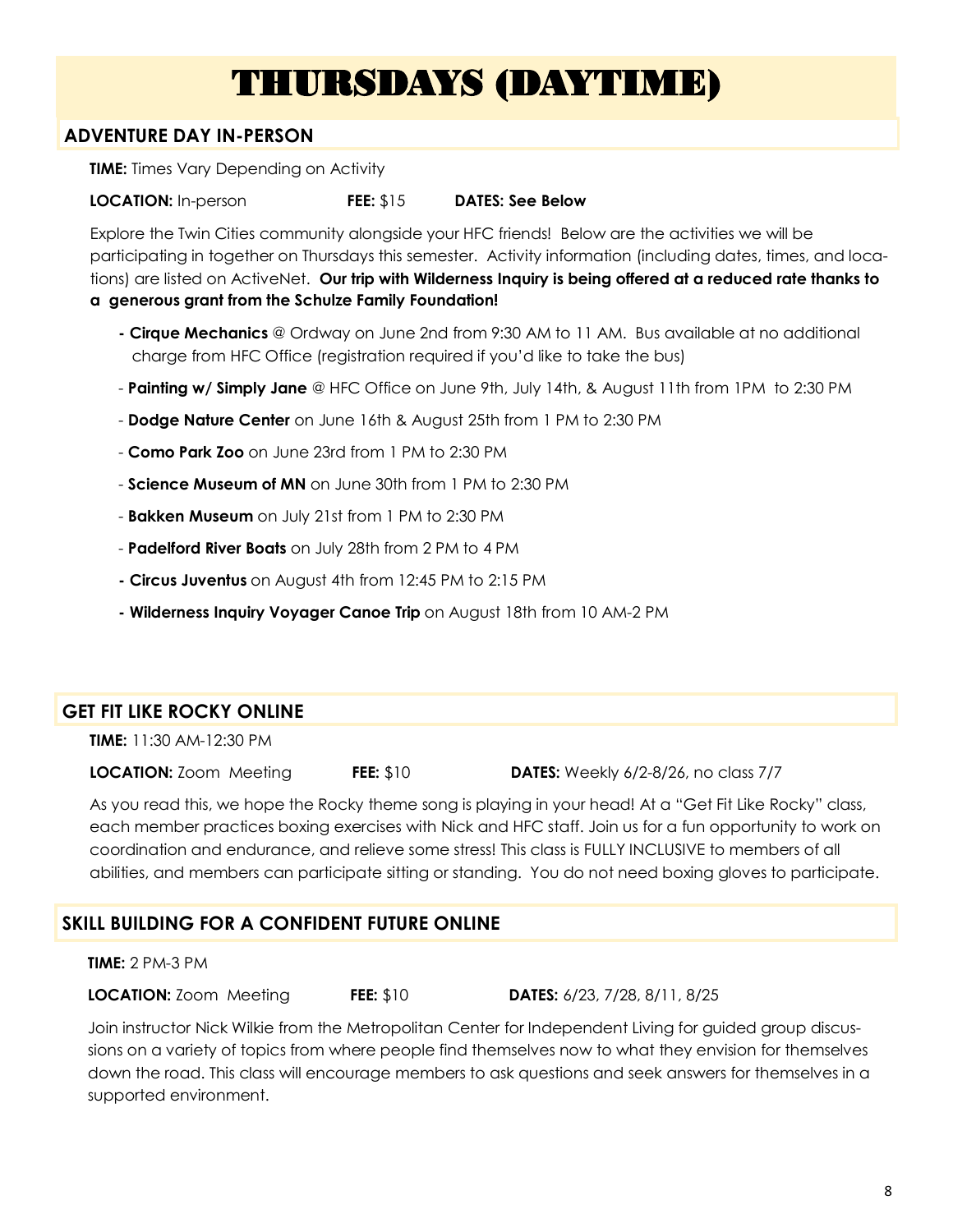# THURSDAYS (DAYTIME)

## ADVENTURE DAY IN-PERSON

**TIME:** Times Vary Depending on Activity

**LOCATION:** In-person **FEE:** $15 **DATES: See Below**

Explore the Twin Cities community alongside your HFC friends! Below are the activities we will be participating in together on Thursdays this semester. Activity information (including dates, times, and locations) are listed on ActiveNet. **Our trip with Wilderness Inquiry is being offered at a reduced rate thanks to a generous grant from the Schulze Family Foundation!**

- **Cirque Mechanics** @ Ordway on June 2nd from 9:30 AM to 11 AM. Bus available at no additional charge from HFC Office (registration required if you'd like to take the bus)
- **Painting w/ Simply Jane** @ HFC Office on June 9th, July 14th, & August 11th from 1PM to 2:30 PM
- **Dodge Nature Center** on June 16th & August 25th from 1 PM to 2:30 PM
- **Como Park Zoo** on June 23rd from 1 PM to 2:30 PM
- **Science Museum of MN** on June 30th from 1 PM to 2:30 PM
- **Bakken Museum** on July 21st from 1 PM to 2:30 PM
- **Padelford River Boats** on July 28th from 2 PM to 4 PM
- **Circus Juventus** on August 4th from 12:45 PM to 2:15 PM
- **Wilderness Inquiry Voyager Canoe Trip** on August 18th from 10 AM-2 PM

## GET FIT LIKE ROCKY ONLINE

**TIME:** 11:30 AM-12:30 PM

**LOCATION:** Zoom Meeting **FEE:** $10 **DATES:** Weekly 6/2-8/26, no class 7/7

As you read this, we hope the Rocky theme song is playing in your head! At a "Get Fit Like Rocky" class, each member practices boxing exercises with Nick and HFC staff. Join us for a fun opportunity to work on coordination and endurance, and relieve some stress! This class is FULLY INCLUSIVE to members of all abilities, and members can participate sitting or standing. You do not need boxing gloves to participate.

## SKILL BUILDING FOR A CONFIDENT FUTURE ONLINE

**TIME:** 2 PM-3 PM

**LOCATION:** Zoom Meeting **FEE:** $10 **DATES:** 6/23, 7/28, 8/11, 8/25

Join instructor Nick Wilkie from the Metropolitan Center for Independent Living for guided group discussions on a variety of topics from where people find themselves now to what they envision for themselves down the road. This class will encourage members to ask questions and seek answers for themselves in a supported environment.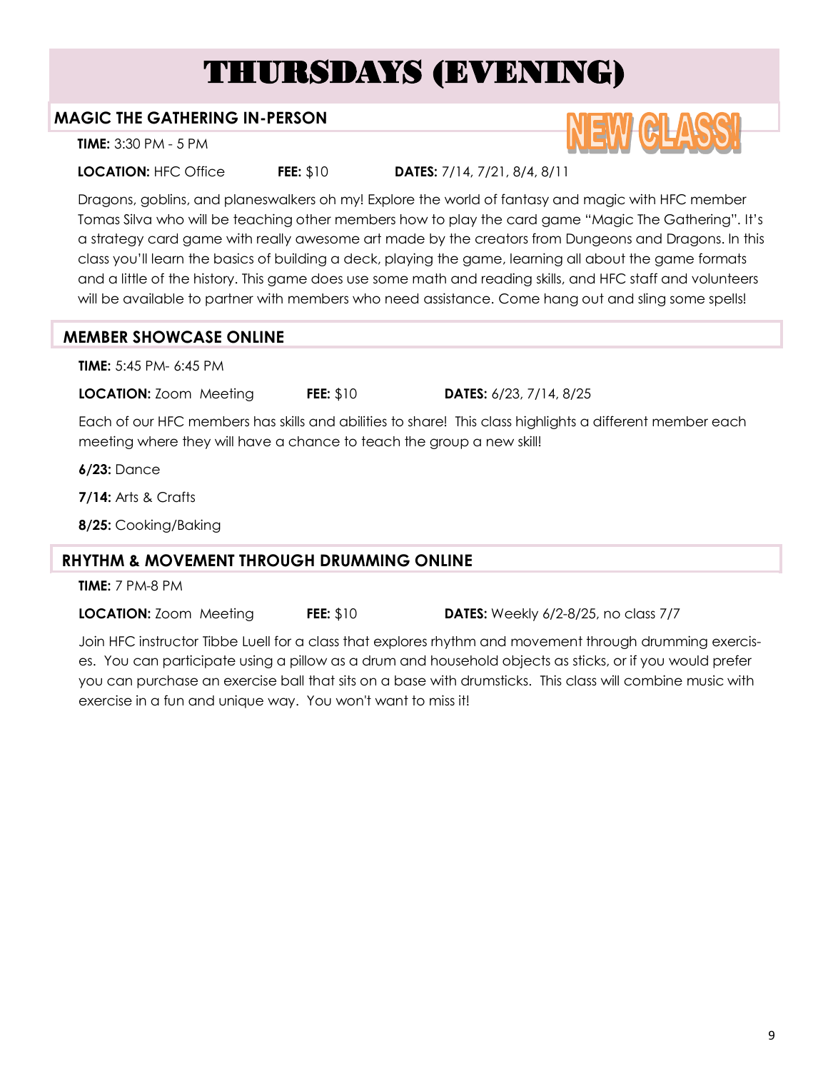# THURSDAYS (EVENING)

## MAGIC THE GATHERING IN-PERSON

NEW CLASS!

**TIME:** 3:30 PM - 5 PM

**LOCATION:** HFC Office **FEE:** $10 **DATES:** 7/14, 7/21, 8/4, 8/11

Dragons, goblins, and planeswalkers oh my! Explore the world of fantasy and magic with HFC member Tomas Silva who will be teaching other members how to play the card game "Magic The Gathering". It's a strategy card game with really awesome art made by the creators from Dungeons and Dragons. In this class you'll learn the basics of building a deck, playing the game, learning all about the game formats and a little of the history. This game does use some math and reading skills, and HFC staff and volunteers will be available to partner with members who need assistance. Come hang out and sling some spells!

## MEMBER SHOWCASE ONLINE

**TIME:** 5:45 PM- 6:45 PM

**LOCATION:** Zoom Meeting **FEE:** $10 **DATES:** 6/23, 7/14, 8/25

Each of our HFC members has skills and abilities to share! This class highlights a different member each meeting where they will have a chance to teach the group a new skill!

**6/23:** Dance

**7/14:** Arts & Crafts

**8/25:** Cooking/Baking

## RHYTHM & MOVEMENT THROUGH DRUMMING ONLINE

**TIME:** 7 PM-8 PM

**LOCATION:** Zoom Meeting **FEE:** $10 **DATES:** Weekly 6/2-8/25, no class 7/7

Join HFC instructor Tibbe Luell for a class that explores rhythm and movement through drumming exercises. You can participate using a pillow as a drum and household objects as sticks, or if you would prefer you can purchase an exercise ball that sits on a base with drumsticks. This class will combine music with exercise in a fun and unique way. You won't want to miss it!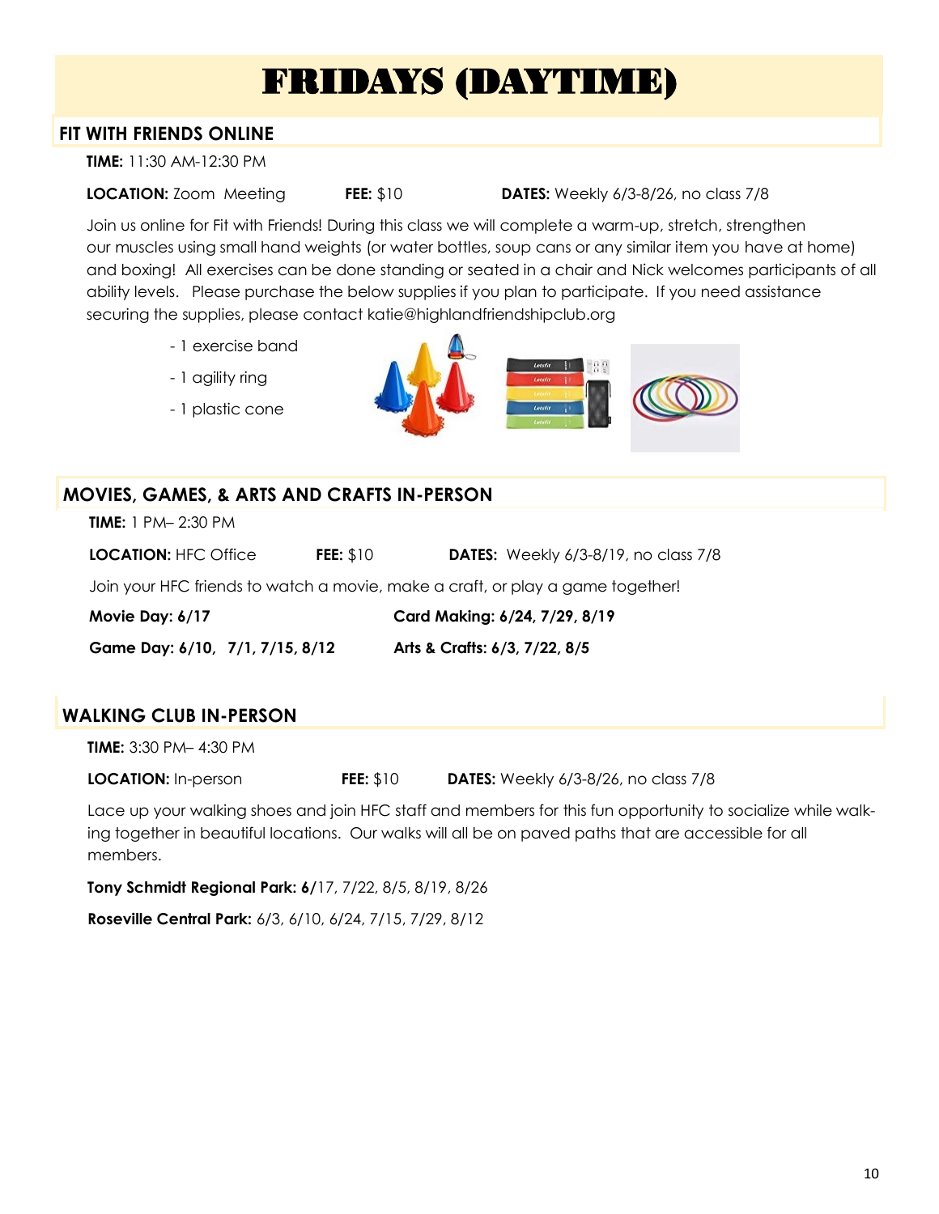# FRIDAYS (DAYTIME)

## FIT WITH FRIENDS ONLINE

**TIME:** 11:30 AM-12:30 PM

**LOCATION:** Zoom Meeting **FEE:** $10 **DATES:** Weekly 6/3-8/26, no class 7/8

Join us online for Fit with Friends! During this class we will complete a warm-up, stretch, strengthen our muscles using small hand weights (or water bottles, soup cans or any similar item you have at home) and boxing! All exercises can be done standing or seated in a chair and Nick welcomes participants of all ability levels. Please purchase the below supplies if you plan to participate. If you need assistance securing the supplies, please contact katie@highlandfriendshipclub.org

- 1 exercise band
- 1 agility ring
- 1 plastic cone

## MOVIES, GAMES, & ARTS AND CRAFTS IN-PERSON

**TIME:** 1 PM– 2:30 PM

**LOCATION:** HFC Office **FEE:** $10 **DATES:** Weekly 6/3-8/19, no class 7/8

Join your HFC friends to watch a movie, make a craft, or play a game together!

**Movie Day: 6/17**

**Game Day: 6/10, 7/1, 7/15, 8/12**

**Card Making: 6/24, 7/29, 8/19**

**Arts & Crafts: 6/3, 7/22, 8/5**

## WALKING CLUB IN-PERSON

**TIME:** 3:30 PM– 4:30 PM

**LOCATION:** In-person **FEE:** $10 **DATES:** Weekly 6/3-8/26, no class 7/8

Lace up your walking shoes and join HFC staff and members for this fun opportunity to socialize while walking together in beautiful locations. Our walks will all be on paved paths that are accessible for all members.

**Tony Schmidt Regional Park: 6/**17, 7/22, 8/5, 8/19, 8/26

**Roseville Central Park:** 6/3, 6/10, 6/24, 7/15, 7/29, 8/12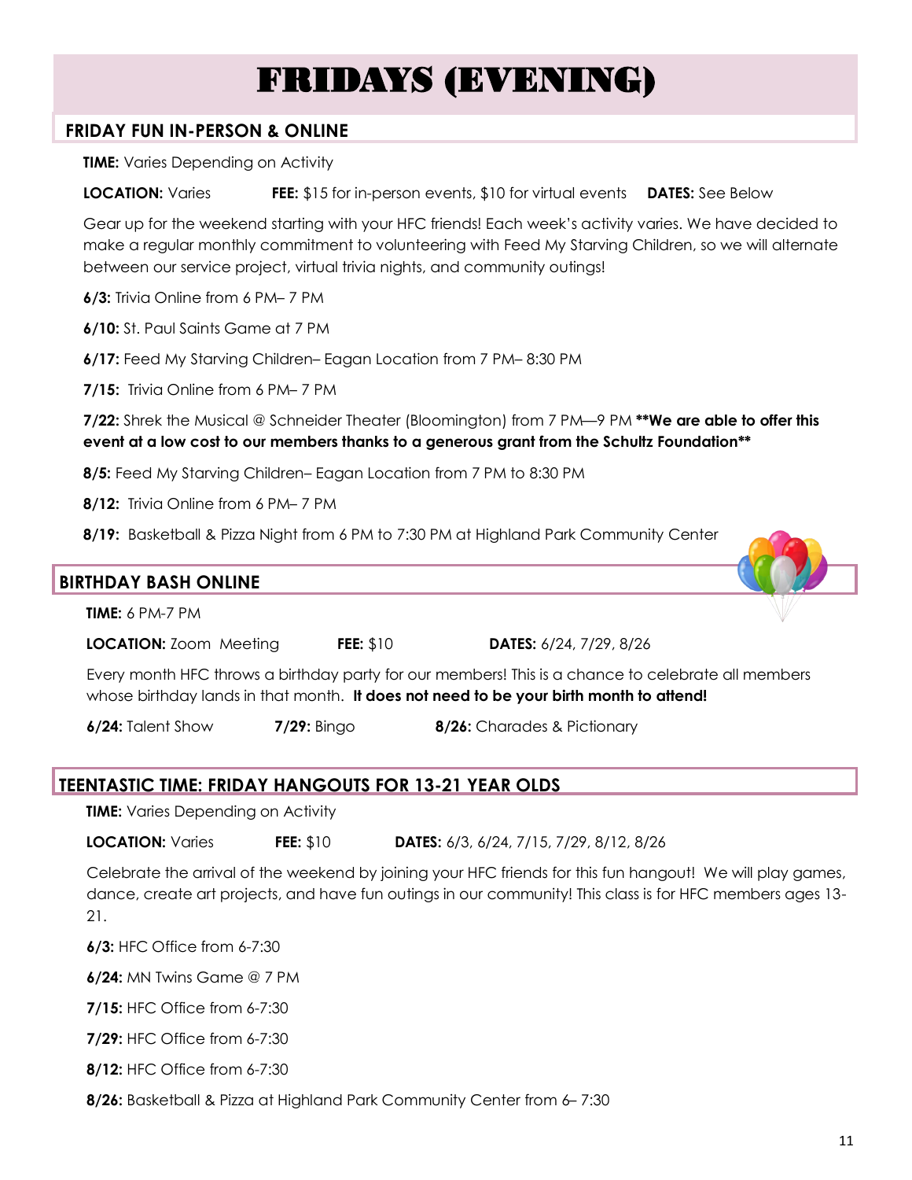# FRIDAYS (EVENING)

## FRIDAY FUN IN-PERSON & ONLINE

**TIME:** Varies Depending on Activity

**LOCATION:** Varies **FEE:** $15 for in-person events, $10 for virtual events **DATES:** See Below

Gear up for the weekend starting with your HFC friends! Each week's activity varies. We have decided to make a regular monthly commitment to volunteering with Feed My Starving Children, so we will alternate between our service project, virtual trivia nights, and community outings!

**6/3:** Trivia Online from 6 PM– 7 PM

**6/10:** St. Paul Saints Game at 7 PM

**6/17:** Feed My Starving Children– Eagan Location from 7 PM– 8:30 PM

**7/15:** Trivia Online from 6 PM– 7 PM

**7/22:** Shrek the Musical @ Schneider Theater (Bloomington) from 7 PM—9 PM **\*\*We are able to offer this event at a low cost to our members thanks to a generous grant from the Schultz Foundation\*\***

**8/5:** Feed My Starving Children– Eagan Location from 7 PM to 8:30 PM

**8/12:** Trivia Online from 6 PM– 7 PM

**8/19:** Basketball & Pizza Night from 6 PM to 7:30 PM at Highland Park Community Center

## BIRTHDAY BASH ONLINE

**TIME:** 6 PM-7 PM

**LOCATION:** Zoom Meeting **FEE:** $10 **DATES:** 6/24, 7/29, 8/26

Every month HFC throws a birthday party for our members! This is a chance to celebrate all members whose birthday lands in that month. **It does not need to be your birth month to attend!**

**6/24:** Talent Show **7/29:** Bingo **8/26:** Charades & Pictionary

## TEENTASTIC TIME: FRIDAY HANGOUTS FOR 13-21 YEAR OLDS

**TIME:** Varies Depending on Activity

**LOCATION:** Varies **FEE:** $10 **DATES:** 6/3, 6/24, 7/15, 7/29, 8/12, 8/26

Celebrate the arrival of the weekend by joining your HFC friends for this fun hangout! We will play games, dance, create art projects, and have fun outings in our community! This class is for HFC members ages 13-21.

**6/3:** HFC Office from 6-7:30

**6/24:** MN Twins Game @ 7 PM

**7/15:** HFC Office from 6-7:30

**7/29:** HFC Office from 6-7:30

**8/12:** HFC Office from 6-7:30

**8/26:** Basketball & Pizza at Highland Park Community Center from 6– 7:30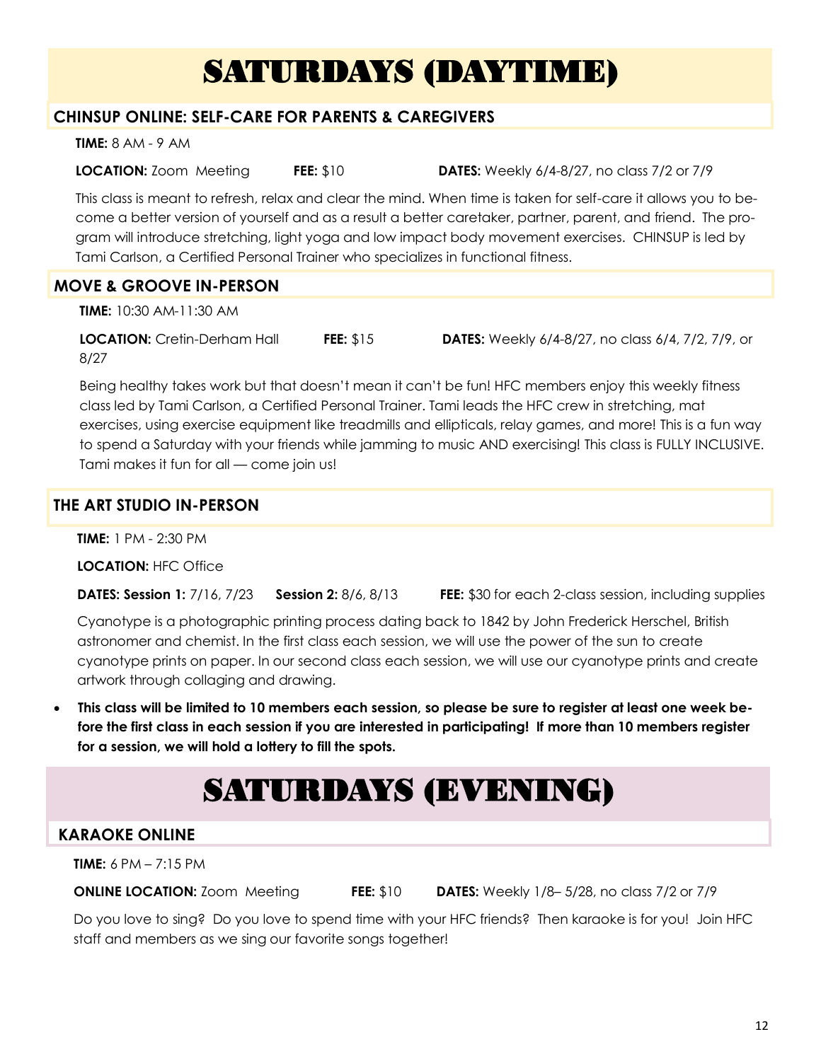# SATURDAYS (DAYTIME)

## CHINSUP ONLINE: SELF-CARE FOR PARENTS & CAREGIVERS

**TIME:** 8 AM - 9 AM

**LOCATION:** Zoom Meeting **FEE:** $10 **DATES:** Weekly 6/4-8/27, no class 7/2 or 7/9

This class is meant to refresh, relax and clear the mind. When time is taken for self-care it allows you to become a better version of yourself and as a result a better caretaker, partner, parent, and friend. The program will introduce stretching, light yoga and low impact body movement exercises. CHINSUP is led by Tami Carlson, a Certified Personal Trainer who specializes in functional fitness.

## MOVE & GROOVE IN-PERSON

**TIME:** 10:30 AM-11:30 AM

**LOCATION:** Cretin-Derham Hall **FEE:** $15 **DATES:** Weekly 6/4-8/27, no class 6/4, 7/2, 7/9, or 8/27

Being healthy takes work but that doesn't mean it can't be fun! HFC members enjoy this weekly fitness class led by Tami Carlson, a Certified Personal Trainer. Tami leads the HFC crew in stretching, mat exercises, using exercise equipment like treadmills and ellipticals, relay games, and more! This is a fun way to spend a Saturday with your friends while jamming to music AND exercising! This class is FULLY INCLUSIVE. Tami makes it fun for all — come join us!

## THE ART STUDIO IN-PERSON

**TIME:** 1 PM - 2:30 PM

**LOCATION:** HFC Office

**DATES: Session 1:** 7/16, 7/23 **Session 2:** 8/6, 8/13 **FEE:** $30 for each 2-class session, including supplies

Cyanotype is a photographic printing process dating back to 1842 by John Frederick Herschel, British astronomer and chemist. In the first class each session, we will use the power of the sun to create cyanotype prints on paper. In our second class each session, we will use our cyanotype prints and create artwork through collaging and drawing.

- **This class will be limited to 10 members each session, so please be sure to register at least one week before the first class in each session if you are interested in participating! If more than 10 members register for a session, we will hold a lottery to fill the spots.**

# SATURDAYS (EVENING)

## KARAOKE ONLINE

**TIME:** 6 PM – 7:15 PM

**ONLINE LOCATION:** Zoom Meeting **FEE:** $10 **DATES:** Weekly 1/8– 5/28, no class 7/2 or 7/9

Do you love to sing? Do you love to spend time with your HFC friends? Then karaoke is for you! Join HFC staff and members as we sing our favorite songs together!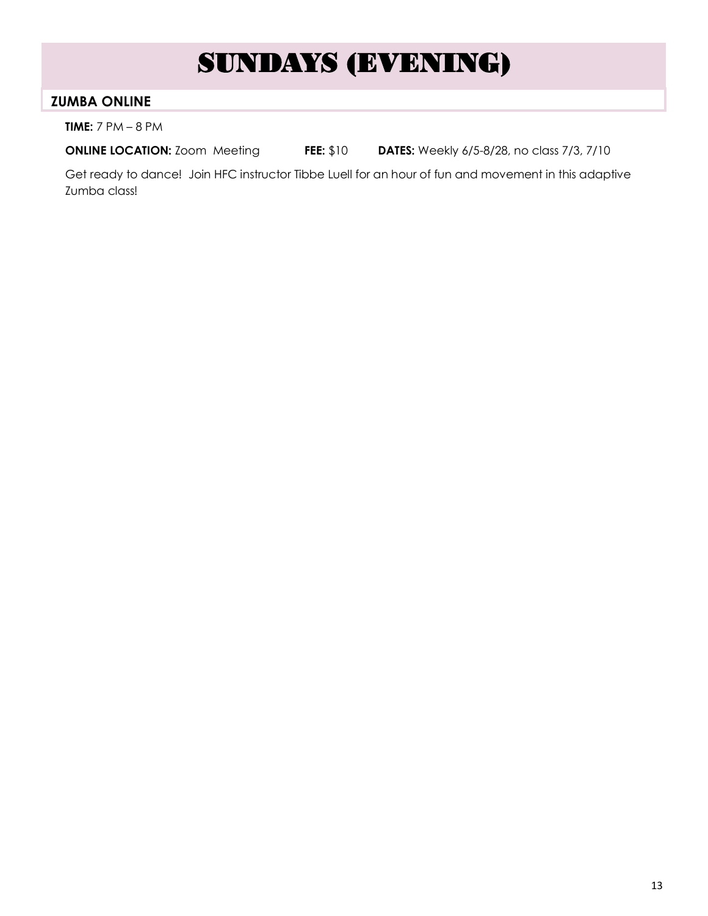# SUNDAYS (EVENING)

## ZUMBA ONLINE

**TIME:** 7 PM – 8 PM

**ONLINE LOCATION:** Zoom Meeting **FEE:** $10 **DATES:** Weekly 6/5-8/28, no class 7/3, 7/10

Get ready to dance! Join HFC instructor Tibbe Luell for an hour of fun and movement in this adaptive Zumba class!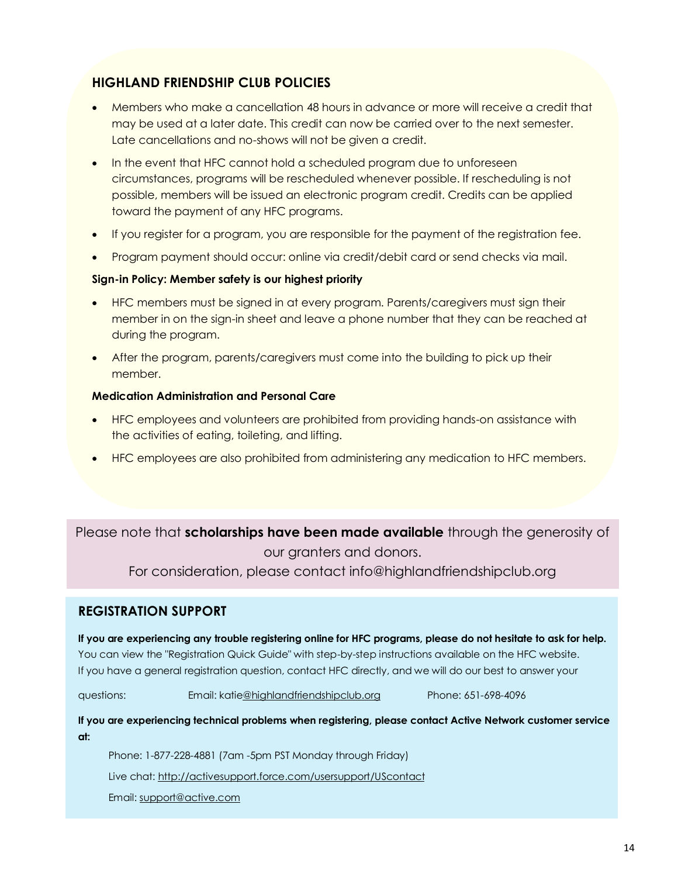## HIGHLAND FRIENDSHIP CLUB POLICIES

- Members who make a cancellation 48 hours in advance or more will receive a credit that may be used at a later date. This credit can now be carried over to the next semester. Late cancellations and no-shows will not be given a credit.
- In the event that HFC cannot hold a scheduled program due to unforeseen circumstances, programs will be rescheduled whenever possible. If rescheduling is not possible, members will be issued an electronic program credit. Credits can be applied toward the payment of any HFC programs.
- If you register for a program, you are responsible for the payment of the registration fee.
- Program payment should occur: online via credit/debit card or send checks via mail.

**Sign-in Policy: Member safety is our highest priority**

- HFC members must be signed in at every program. Parents/caregivers must sign their member in on the sign-in sheet and leave a phone number that they can be reached at during the program.
- After the program, parents/caregivers must come into the building to pick up their member.

**Medication Administration and Personal Care**

- HFC employees and volunteers are prohibited from providing hands-on assistance with the activities of eating, toileting, and lifting.
- HFC employees are also prohibited from administering any medication to HFC members.

Please note that **scholarships have been made available** through the generosity of our granters and donors.

For consideration, please contact info@highlandfriendshipclub.org

## REGISTRATION SUPPORT

**If you are experiencing any trouble registering online for HFC programs, please do not hesitate to ask for help.**
You can view the "Registration Quick Guide" with step-by-step instructions available on the HFC website.
If you have a general registration question, contact HFC directly, and we will do our best to answer your questions: Email: katie@highlandfriendshipclub.org Phone: 651-698-4096

**If you are experiencing technical problems when registering, please contact Active Network customer service at:**

Phone: 1-877-228-4881 (7am -5pm PST Monday through Friday)

Live chat: http://activesupport.force.com/usersupport/UScontact

Email: support@active.com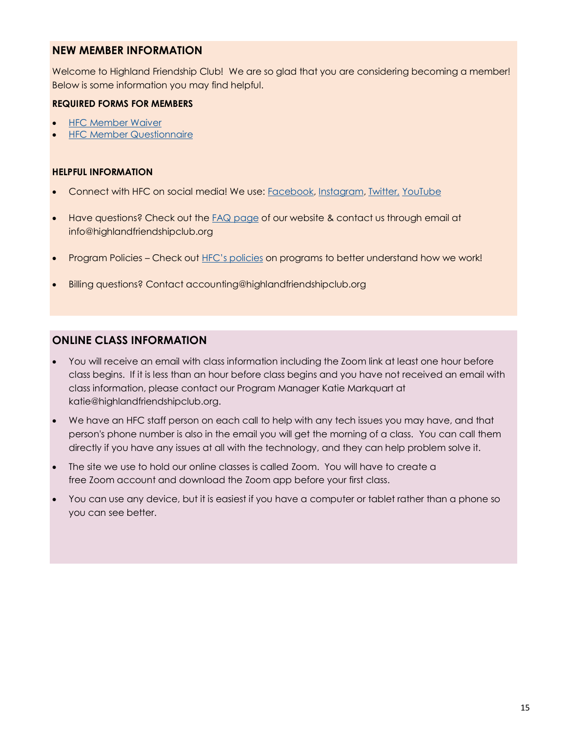## NEW MEMBER INFORMATION

Welcome to Highland Friendship Club! We are so glad that you are considering becoming a member! Below is some information you may find helpful.

### REQUIRED FORMS FOR MEMBERS

- HFC Member Waiver
- HFC Member Questionnaire

### HELPFUL INFORMATION

- Connect with HFC on social media! We use: Facebook, Instagram, Twitter, YouTube
- Have questions? Check out the FAQ page of our website & contact us through email at info@highlandfriendshipclub.org
- Program Policies – Check out HFC's policies on programs to better understand how we work!
- Billing questions? Contact accounting@highlandfriendshipclub.org

## ONLINE CLASS INFORMATION

- You will receive an email with class information including the Zoom link at least one hour before class begins. If it is less than an hour before class begins and you have not received an email with class information, please contact our Program Manager Katie Markquart at katie@highlandfriendshipclub.org.
- We have an HFC staff person on each call to help with any tech issues you may have, and that person's phone number is also in the email you will get the morning of a class. You can call them directly if you have any issues at all with the technology, and they can help problem solve it.
- The site we use to hold our online classes is called Zoom. You will have to create a free Zoom account and download the Zoom app before your first class.
- You can use any device, but it is easiest if you have a computer or tablet rather than a phone so you can see better.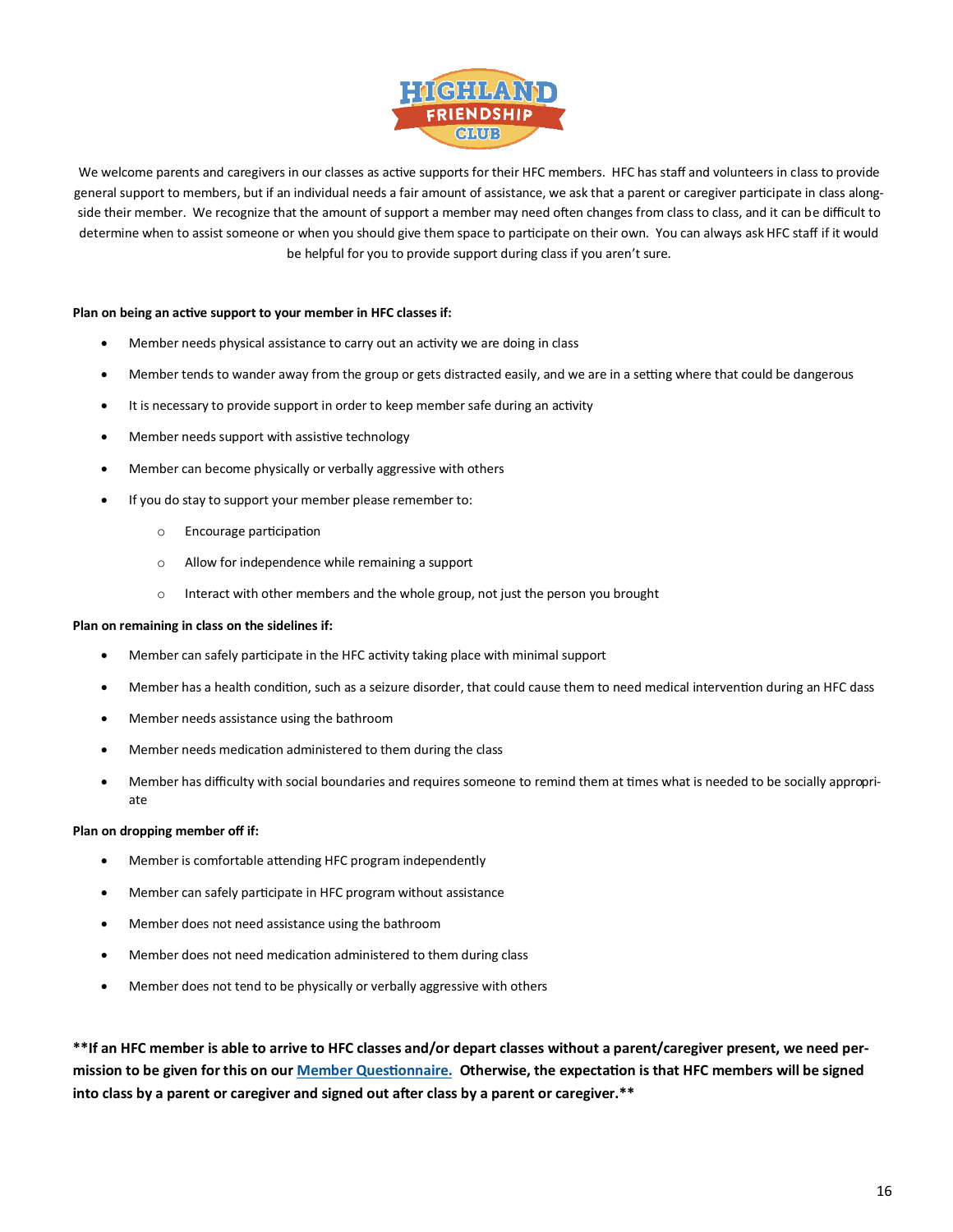We welcome parents and caregivers in our classes as active supports for their HFC members. HFC has staff and volunteers in class to provide general support to members, but if an individual needs a fair amount of assistance, we ask that a parent or caregiver participate in class along-side their member. We recognize that the amount of support a member may need often changes from class to class, and it can be difficult to determine when to assist someone or when you should give them space to participate on their own. You can always ask HFC staff if it would be helpful for you to provide support during class if you aren't sure.

**Plan on being an active support to your member in HFC classes if:**

- Member needs physical assistance to carry out an activity we are doing in class
- Member tends to wander away from the group or gets distracted easily, and we are in a setting where that could be dangerous
- It is necessary to provide support in order to keep member safe during an activity
- Member needs support with assistive technology
- Member can become physically or verbally aggressive with others
- If you do stay to support your member please remember to:
    - Encourage participation
    - Allow for independence while remaining a support
    - Interact with other members and the whole group, not just the person you brought

**Plan on remaining in class on the sidelines if:**

- Member can safely participate in the HFC activity taking place with minimal support
- Member has a health condition, such as a seizure disorder, that could cause them to need medical intervention during an HFC dass
- Member needs assistance using the bathroom
- Member needs medication administered to them during the class
- Member has difficulty with social boundaries and requires someone to remind them at times what is needed to be socially appropri-ate

**Plan on dropping member off if:**

- Member is comfortable attending HFC program independently
- Member can safely participate in HFC program without assistance
- Member does not need assistance using the bathroom
- Member does not need medication administered to them during class
- Member does not tend to be physically or verbally aggressive with others

**\*\*If an HFC member is able to arrive to HFC classes and/or depart classes without a parent/caregiver present, we need permission to be given for this on our [Member Questionnaire.](#) Otherwise, the expectation is that HFC members will be signed into class by a parent or caregiver and signed out after class by a parent or caregiver.\*\***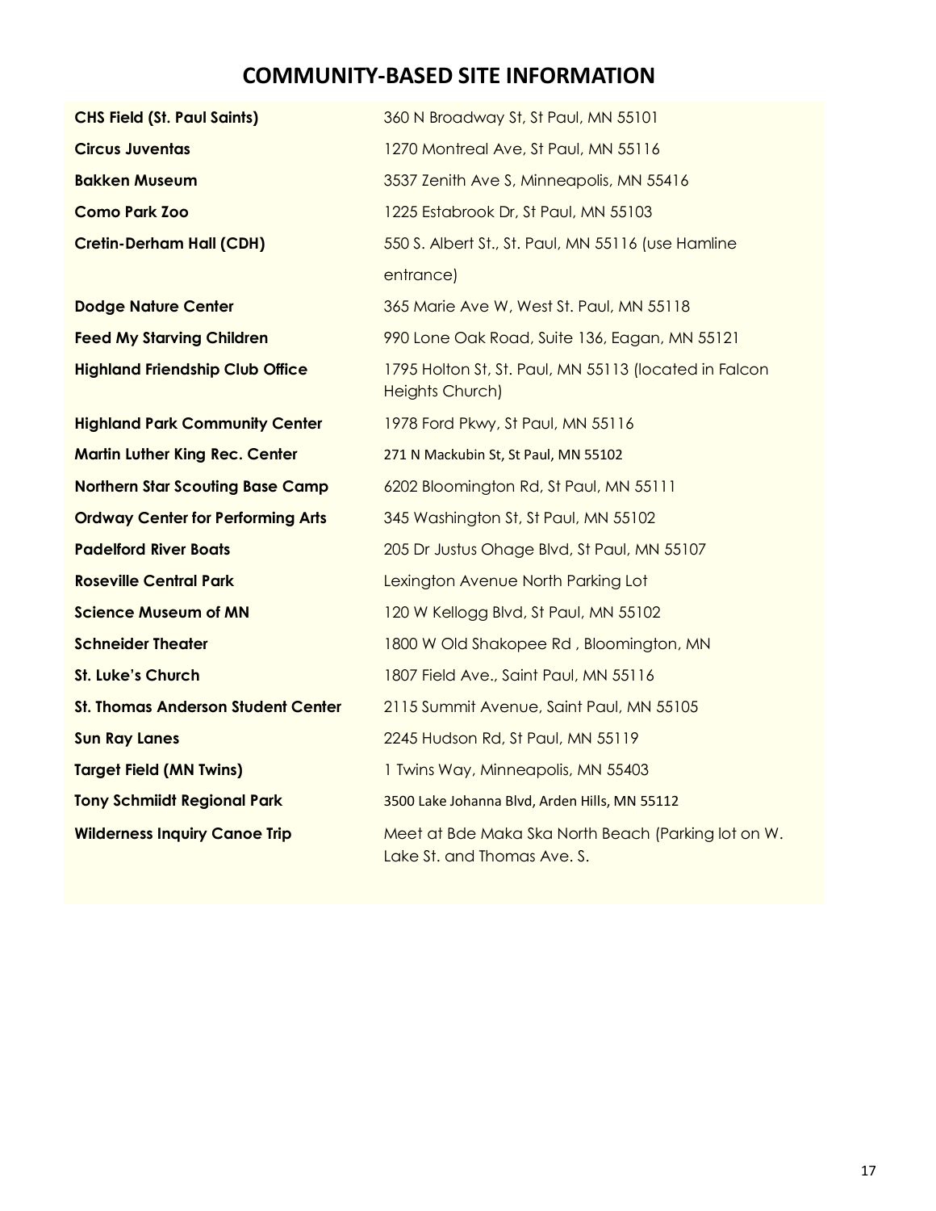## COMMUNITY-BASED SITE INFORMATION

| | |
|---|---|
| **CHS Field (St. Paul Saints)** | 360 N Broadway St, St Paul, MN 55101 |
| **Circus Juventas** | 1270 Montreal Ave, St Paul, MN 55116 |
| **Bakken Museum** | 3537 Zenith Ave S, Minneapolis, MN 55416 |
| **Como Park Zoo** | 1225 Estabrook Dr, St Paul, MN 55103 |
| **Cretin-Derham Hall (CDH)** | 550 S. Albert St., St. Paul, MN 55116 (use Hamline entrance) |
| **Dodge Nature Center** | 365 Marie Ave W, West St. Paul, MN 55118 |
| **Feed My Starving Children** | 990 Lone Oak Road, Suite 136, Eagan, MN 55121 |
| **Highland Friendship Club Office** | 1795 Holton St, St. Paul, MN 55113 (located in Falcon Heights Church) |
| **Highland Park Community Center** | 1978 Ford Pkwy, St Paul, MN 55116 |
| **Martin Luther King Rec. Center** | 271 N Mackubin St, St Paul, MN 55102 |
| **Northern Star Scouting Base Camp** | 6202 Bloomington Rd, St Paul, MN 55111 |
| **Ordway Center for Performing Arts** | 345 Washington St, St Paul, MN 55102 |
| **Padelford River Boats** | 205 Dr Justus Ohage Blvd, St Paul, MN 55107 |
| **Roseville Central Park** | Lexington Avenue North Parking Lot |
| **Science Museum of MN** | 120 W Kellogg Blvd, St Paul, MN 55102 |
| **Schneider Theater** | 1800 W Old Shakopee Rd , Bloomington, MN |
| **St. Luke's Church** | 1807 Field Ave., Saint Paul, MN 55116 |
| **St. Thomas Anderson Student Center** | 2115 Summit Avenue, Saint Paul, MN 55105 |
| **Sun Ray Lanes** | 2245 Hudson Rd, St Paul, MN 55119 |
| **Target Field (MN Twins)** | 1 Twins Way, Minneapolis, MN 55403 |
| **Tony Schmiidt Regional Park** | 3500 Lake Johanna Blvd, Arden Hills, MN 55112 |
| **Wilderness Inquiry Canoe Trip** | Meet at Bde Maka Ska North Beach (Parking lot on W. Lake St. and Thomas Ave. S. |